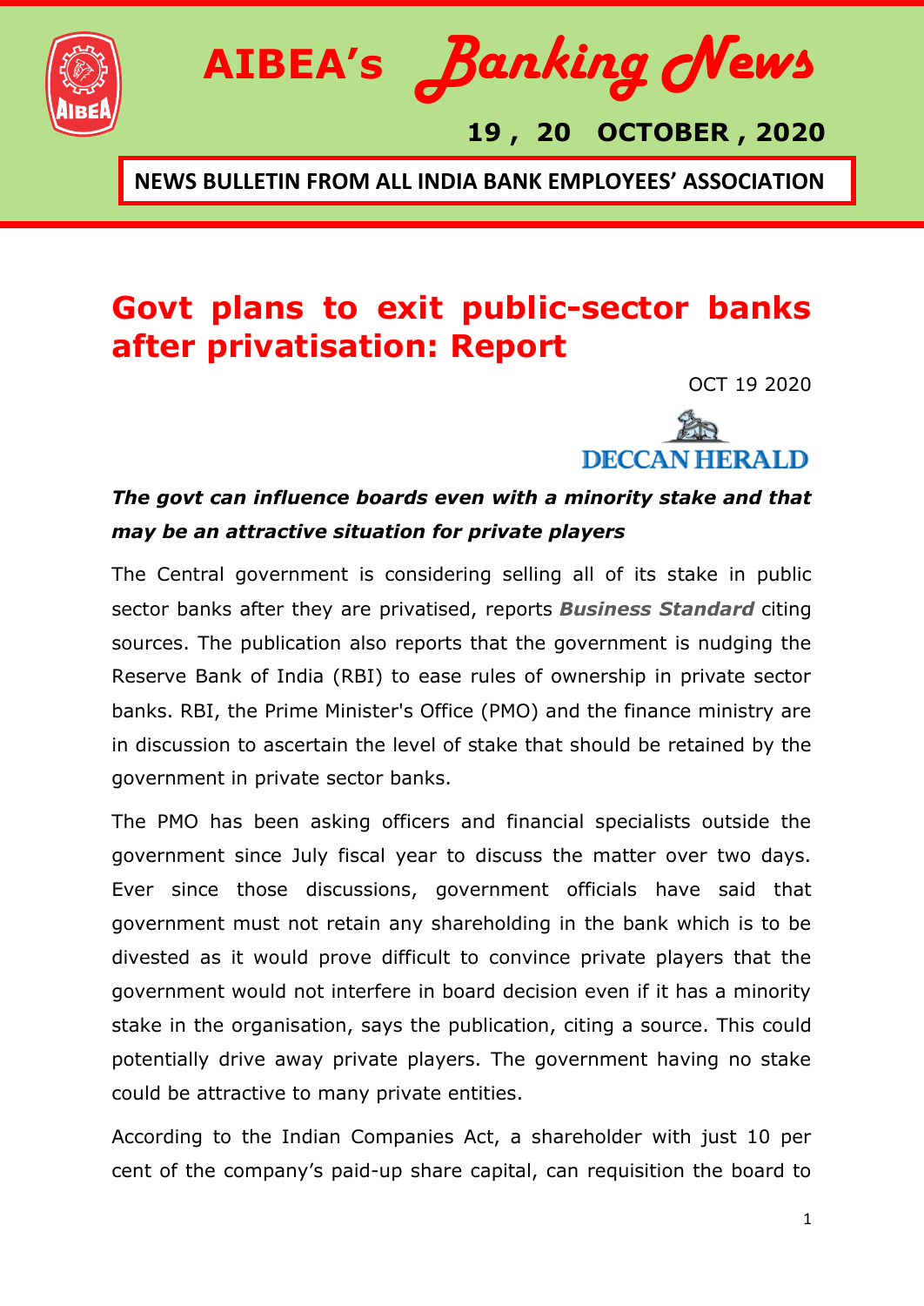# AIBEA's Banking News

**19 , 20 OCTOBER , 2020**

**NEWS BULLETIN FROM ALL INDIA BANK EMPLOYEES' ASSOCIATION**

## Govt plans to exit public-sector banks after privatisation: Report

OCT 19 2020

DECCAN HERALD

***The govt can influence boards even with a minority stake and that may be an attractive situation for private players***

The Central government is considering selling all of its stake in public sector banks after they are privatised, reports ***Business Standard*** citing sources. The publication also reports that the government is nudging the Reserve Bank of India (RBI) to ease rules of ownership in private sector banks. RBI, the Prime Minister's Office (PMO) and the finance ministry are in discussion to ascertain the level of stake that should be retained by the government in private sector banks.

The PMO has been asking officers and financial specialists outside the government since July fiscal year to discuss the matter over two days. Ever since those discussions, government officials have said that government must not retain any shareholding in the bank which is to be divested as it would prove difficult to convince private players that the government would not interfere in board decision even if it has a minority stake in the organisation, says the publication, citing a source. This could potentially drive away private players. The government having no stake could be attractive to many private entities.

According to the Indian Companies Act, a shareholder with just 10 per cent of the company's paid-up share capital, can requisition the board to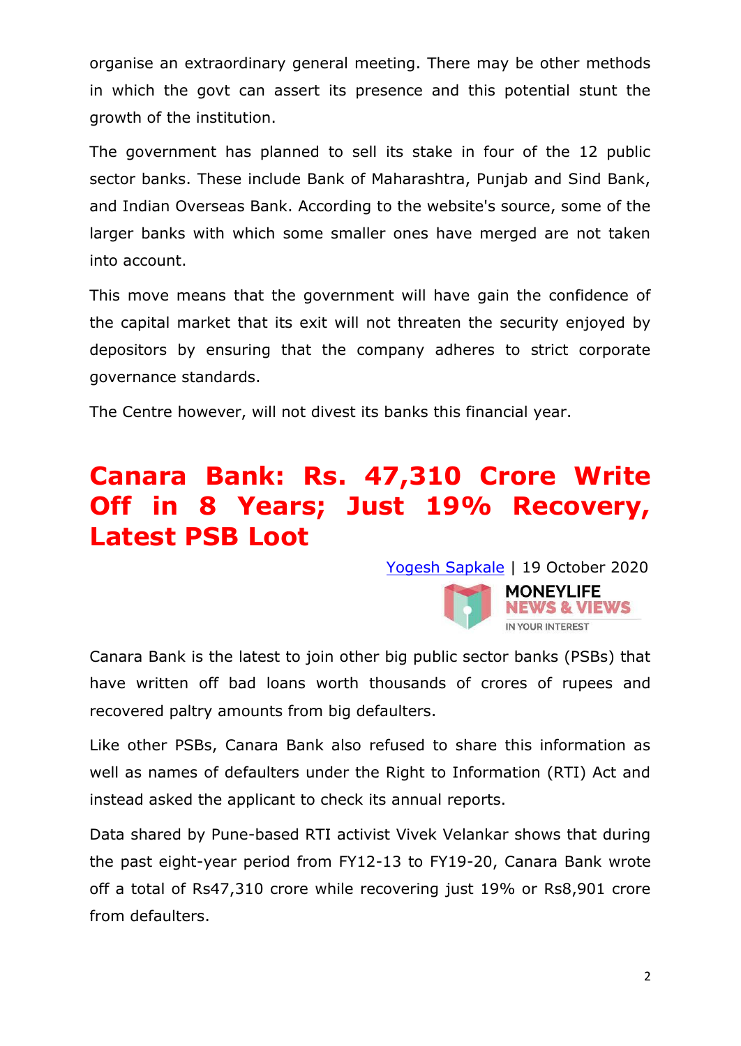organise an extraordinary general meeting. There may be other methods in which the govt can assert its presence and this potential stunt the growth of the institution.

The government has planned to sell its stake in four of the 12 public sector banks. These include Bank of Maharashtra, Punjab and Sind Bank, and Indian Overseas Bank. According to the website's source, some of the larger banks with which some smaller ones have merged are not taken into account.

This move means that the government will have gain the confidence of the capital market that its exit will not threaten the security enjoyed by depositors by ensuring that the company adheres to strict corporate governance standards.

The Centre however, will not divest its banks this financial year.

# Canara Bank: Rs. 47,310 Crore Write Off in 8 Years; Just 19% Recovery, Latest PSB Loot

Yogesh Sapkale | 19 October 2020

MONEYLIFE NEWS & VIEWS IN YOUR INTEREST

Canara Bank is the latest to join other big public sector banks (PSBs) that have written off bad loans worth thousands of crores of rupees and recovered paltry amounts from big defaulters.

Like other PSBs, Canara Bank also refused to share this information as well as names of defaulters under the Right to Information (RTI) Act and instead asked the applicant to check its annual reports.

Data shared by Pune-based RTI activist Vivek Velankar shows that during the past eight-year period from FY12-13 to FY19-20, Canara Bank wrote off a total of Rs47,310 crore while recovering just 19% or Rs8,901 crore from defaulters.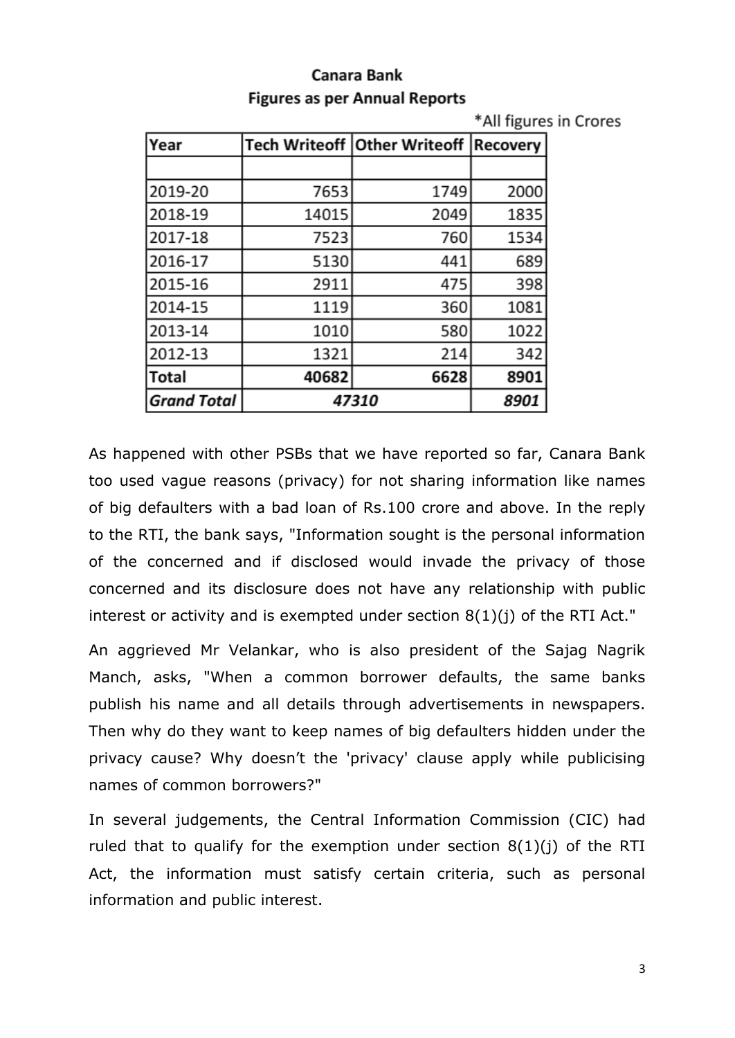**Canara Bank**

**Figures as per Annual Reports**

*All figures in Crores

| Year | Tech Writeoff | Other Writeoff | Recovery |
|---|---|---|---|
| | | | |
| 2019-20 | 7653 | 1749 | 2000 |
| 2018-19 | 14015 | 2049 | 1835 |
| 2017-18 | 7523 | 760 | 1534 |
| 2016-17 | 5130 | 441 | 689 |
| 2015-16 | 2911 | 475 | 398 |
| 2014-15 | 1119 | 360 | 1081 |
| 2013-14 | 1010 | 580 | 1022 |
| 2012-13 | 1321 | 214 | 342 |
| **Total** | **40682** | **6628** | **8901** |
| ***Grand Total*** | ***47310*** | | ***8901*** |

As happened with other PSBs that we have reported so far, Canara Bank too used vague reasons (privacy) for not sharing information like names of big defaulters with a bad loan of Rs.100 crore and above. In the reply to the RTI, the bank says, "Information sought is the personal information of the concerned and if disclosed would invade the privacy of those concerned and its disclosure does not have any relationship with public interest or activity and is exempted under section 8(1)(j) of the RTI Act."

An aggrieved Mr Velankar, who is also president of the Sajag Nagrik Manch, asks, "When a common borrower defaults, the same banks publish his name and all details through advertisements in newspapers. Then why do they want to keep names of big defaulters hidden under the privacy cause? Why doesn't the 'privacy' clause apply while publicising names of common borrowers?"

In several judgements, the Central Information Commission (CIC) had ruled that to qualify for the exemption under section 8(1)(j) of the RTI Act, the information must satisfy certain criteria, such as personal information and public interest.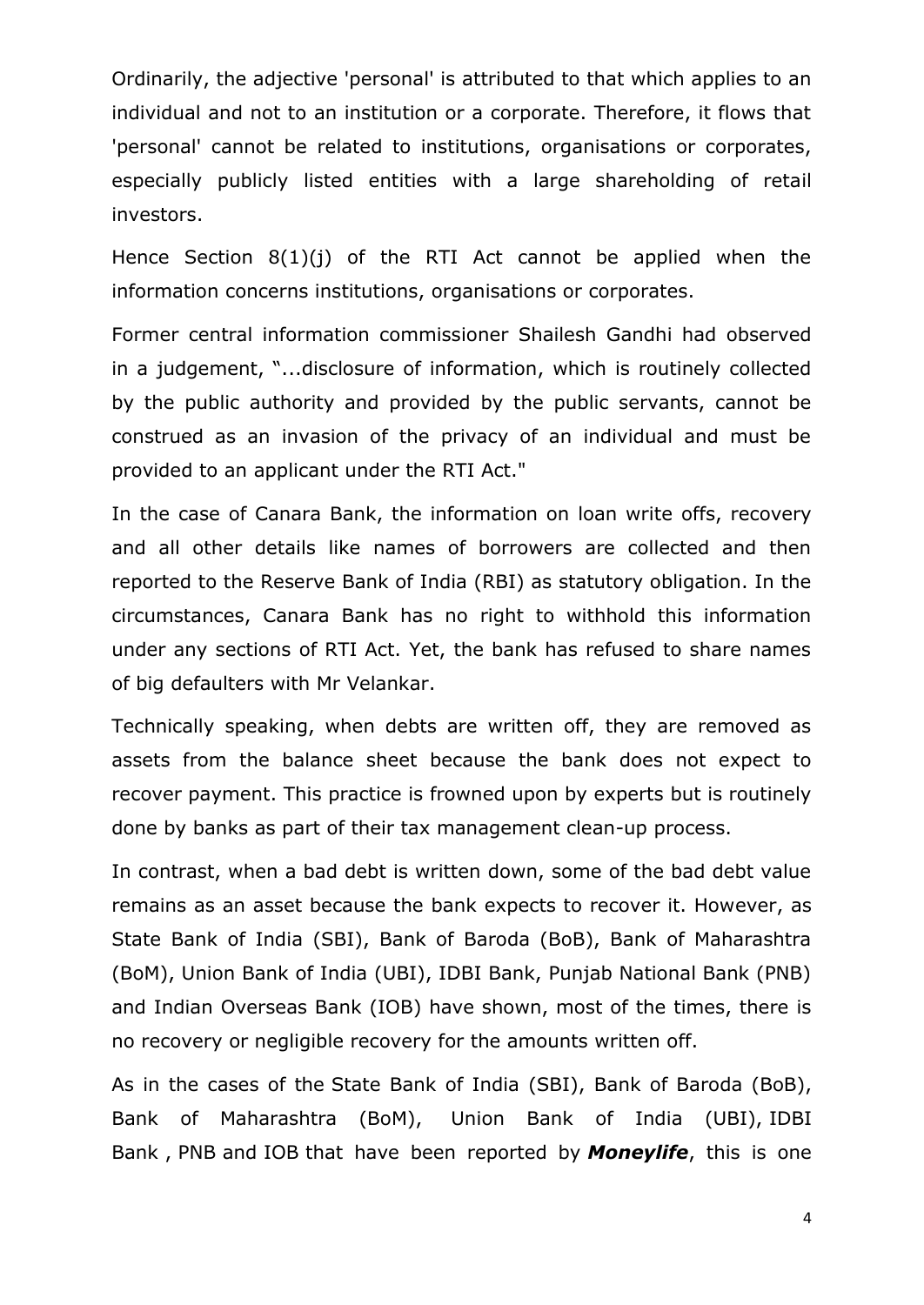Ordinarily, the adjective 'personal' is attributed to that which applies to an individual and not to an institution or a corporate. Therefore, it flows that 'personal' cannot be related to institutions, organisations or corporates, especially publicly listed entities with a large shareholding of retail investors.

Hence Section 8(1)(j) of the RTI Act cannot be applied when the information concerns institutions, organisations or corporates.

Former central information commissioner Shailesh Gandhi had observed in a judgement, "...disclosure of information, which is routinely collected by the public authority and provided by the public servants, cannot be construed as an invasion of the privacy of an individual and must be provided to an applicant under the RTI Act."

In the case of Canara Bank, the information on loan write offs, recovery and all other details like names of borrowers are collected and then reported to the Reserve Bank of India (RBI) as statutory obligation. In the circumstances, Canara Bank has no right to withhold this information under any sections of RTI Act. Yet, the bank has refused to share names of big defaulters with Mr Velankar.

Technically speaking, when debts are written off, they are removed as assets from the balance sheet because the bank does not expect to recover payment. This practice is frowned upon by experts but is routinely done by banks as part of their tax management clean-up process.

In contrast, when a bad debt is written down, some of the bad debt value remains as an asset because the bank expects to recover it. However, as State Bank of India (SBI), Bank of Baroda (BoB), Bank of Maharashtra (BoM), Union Bank of India (UBI), IDBI Bank, Punjab National Bank (PNB) and Indian Overseas Bank (IOB) have shown, most of the times, there is no recovery or negligible recovery for the amounts written off.

As in the cases of the State Bank of India (SBI), Bank of Baroda (BoB), Bank of Maharashtra (BoM), Union Bank of India (UBI), IDBI Bank , PNB and IOB that have been reported by ***Moneylife***, this is one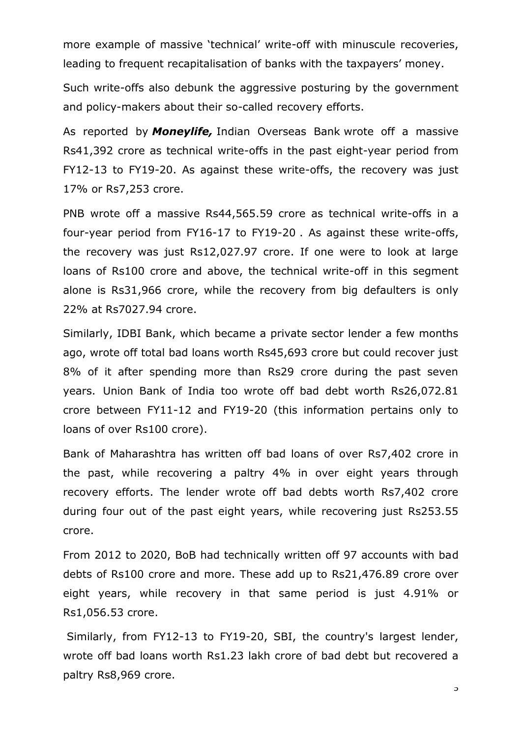more example of massive 'technical' write-off with minuscule recoveries, leading to frequent recapitalisation of banks with the taxpayers' money.

Such write-offs also debunk the aggressive posturing by the government and policy-makers about their so-called recovery efforts.

As reported by ***Moneylife,*** Indian Overseas Bank wrote off a massive Rs41,392 crore as technical write-offs in the past eight-year period from FY12-13 to FY19-20. As against these write-offs, the recovery was just 17% or Rs7,253 crore.

PNB wrote off a massive Rs44,565.59 crore as technical write-offs in a four-year period from FY16-17 to FY19-20 . As against these write-offs, the recovery was just Rs12,027.97 crore. If one were to look at large loans of Rs100 crore and above, the technical write-off in this segment alone is Rs31,966 crore, while the recovery from big defaulters is only 22% at Rs7027.94 crore.

Similarly, IDBI Bank, which became a private sector lender a few months ago, wrote off total bad loans worth Rs45,693 crore but could recover just 8% of it after spending more than Rs29 crore during the past seven years. Union Bank of India too wrote off bad debt worth Rs26,072.81 crore between FY11-12 and FY19-20 (this information pertains only to loans of over Rs100 crore).

Bank of Maharashtra has written off bad loans of over Rs7,402 crore in the past, while recovering a paltry 4% in over eight years through recovery efforts. The lender wrote off bad debts worth Rs7,402 crore during four out of the past eight years, while recovering just Rs253.55 crore.

From 2012 to 2020, BoB had technically written off 97 accounts with bad debts of Rs100 crore and more. These add up to Rs21,476.89 crore over eight years, while recovery in that same period is just 4.91% or Rs1,056.53 crore.

Similarly, from FY12-13 to FY19-20, SBI, the country's largest lender, wrote off bad loans worth Rs1.23 lakh crore of bad debt but recovered a paltry Rs8,969 crore.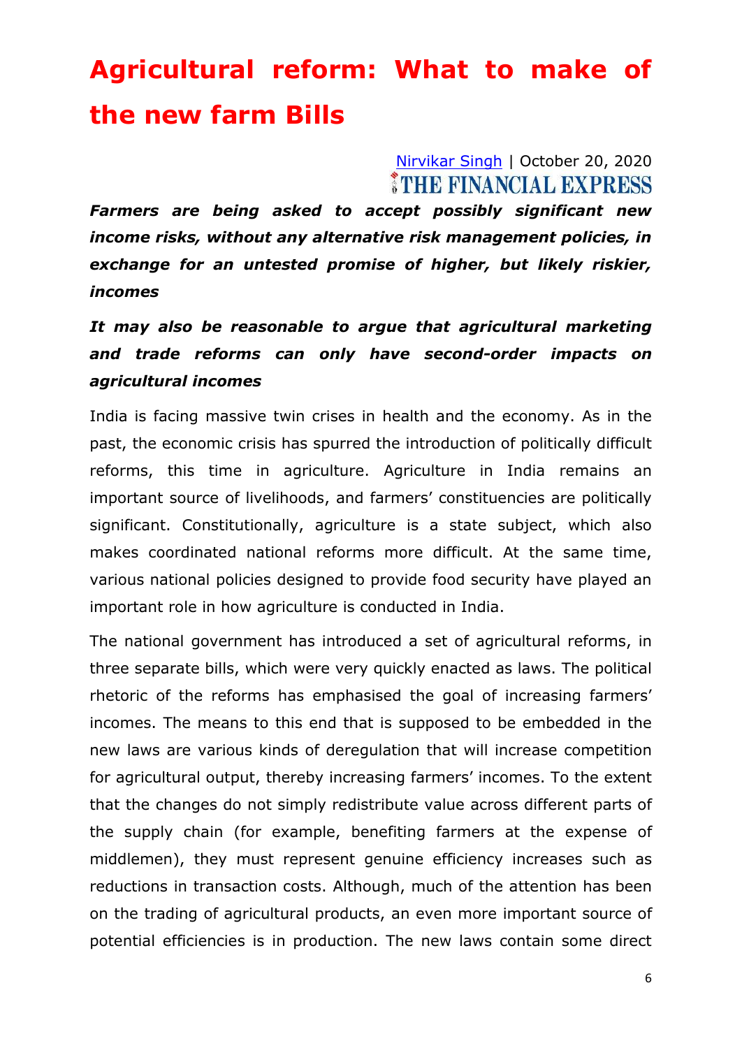# Agricultural reform: What to make of the new farm Bills

[Nirvikar Singh](Nirvikar Singh) | October 20, 2020
THE FINANCIAL EXPRESS

***Farmers are being asked to accept possibly significant new income risks, without any alternative risk management policies, in exchange for an untested promise of higher, but likely riskier, incomes***

***It may also be reasonable to argue that agricultural marketing and trade reforms can only have second-order impacts on agricultural incomes***

India is facing massive twin crises in health and the economy. As in the past, the economic crisis has spurred the introduction of politically difficult reforms, this time in agriculture. Agriculture in India remains an important source of livelihoods, and farmers' constituencies are politically significant. Constitutionally, agriculture is a state subject, which also makes coordinated national reforms more difficult. At the same time, various national policies designed to provide food security have played an important role in how agriculture is conducted in India.

The national government has introduced a set of agricultural reforms, in three separate bills, which were very quickly enacted as laws. The political rhetoric of the reforms has emphasised the goal of increasing farmers' incomes. The means to this end that is supposed to be embedded in the new laws are various kinds of deregulation that will increase competition for agricultural output, thereby increasing farmers' incomes. To the extent that the changes do not simply redistribute value across different parts of the supply chain (for example, benefiting farmers at the expense of middlemen), they must represent genuine efficiency increases such as reductions in transaction costs. Although, much of the attention has been on the trading of agricultural products, an even more important source of potential efficiencies is in production. The new laws contain some direct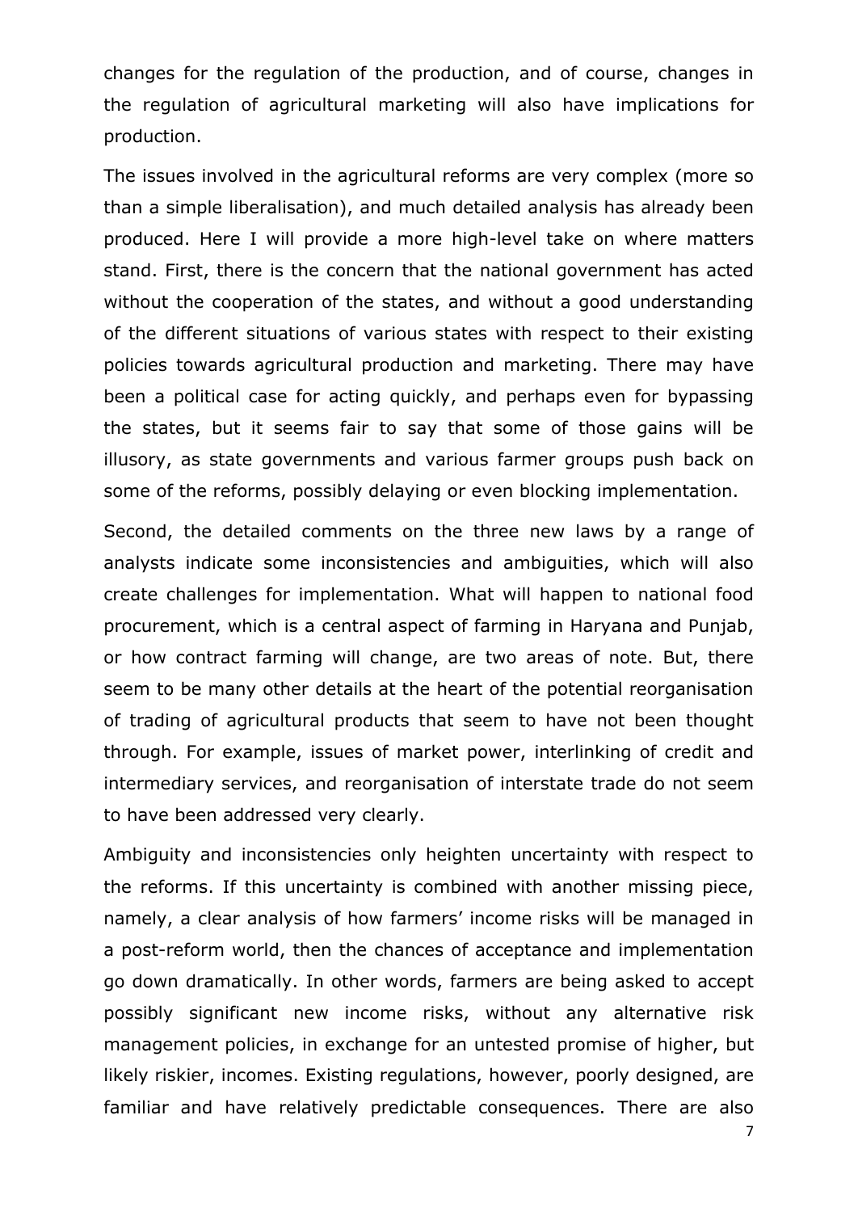changes for the regulation of the production, and of course, changes in the regulation of agricultural marketing will also have implications for production.

The issues involved in the agricultural reforms are very complex (more so than a simple liberalisation), and much detailed analysis has already been produced. Here I will provide a more high-level take on where matters stand. First, there is the concern that the national government has acted without the cooperation of the states, and without a good understanding of the different situations of various states with respect to their existing policies towards agricultural production and marketing. There may have been a political case for acting quickly, and perhaps even for bypassing the states, but it seems fair to say that some of those gains will be illusory, as state governments and various farmer groups push back on some of the reforms, possibly delaying or even blocking implementation.

Second, the detailed comments on the three new laws by a range of analysts indicate some inconsistencies and ambiguities, which will also create challenges for implementation. What will happen to national food procurement, which is a central aspect of farming in Haryana and Punjab, or how contract farming will change, are two areas of note. But, there seem to be many other details at the heart of the potential reorganisation of trading of agricultural products that seem to have not been thought through. For example, issues of market power, interlinking of credit and intermediary services, and reorganisation of interstate trade do not seem to have been addressed very clearly.

Ambiguity and inconsistencies only heighten uncertainty with respect to the reforms. If this uncertainty is combined with another missing piece, namely, a clear analysis of how farmers' income risks will be managed in a post-reform world, then the chances of acceptance and implementation go down dramatically. In other words, farmers are being asked to accept possibly significant new income risks, without any alternative risk management policies, in exchange for an untested promise of higher, but likely riskier, incomes. Existing regulations, however, poorly designed, are familiar and have relatively predictable consequences. There are also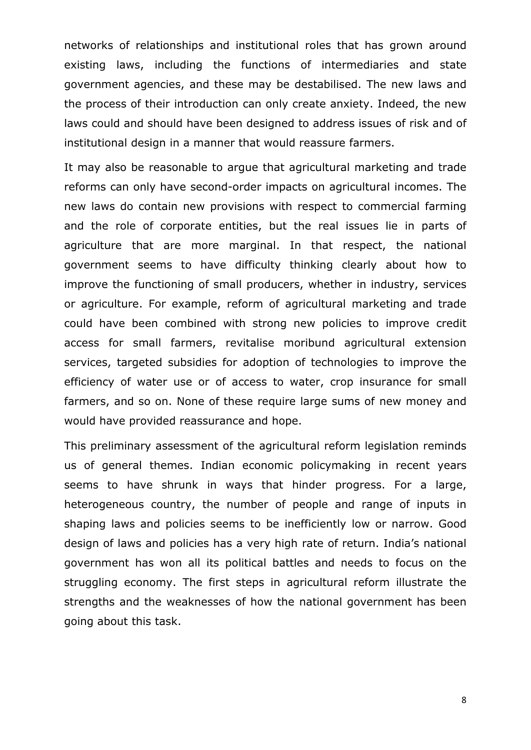networks of relationships and institutional roles that has grown around existing laws, including the functions of intermediaries and state government agencies, and these may be destabilised. The new laws and the process of their introduction can only create anxiety. Indeed, the new laws could and should have been designed to address issues of risk and of institutional design in a manner that would reassure farmers.

It may also be reasonable to argue that agricultural marketing and trade reforms can only have second-order impacts on agricultural incomes. The new laws do contain new provisions with respect to commercial farming and the role of corporate entities, but the real issues lie in parts of agriculture that are more marginal. In that respect, the national government seems to have difficulty thinking clearly about how to improve the functioning of small producers, whether in industry, services or agriculture. For example, reform of agricultural marketing and trade could have been combined with strong new policies to improve credit access for small farmers, revitalise moribund agricultural extension services, targeted subsidies for adoption of technologies to improve the efficiency of water use or of access to water, crop insurance for small farmers, and so on. None of these require large sums of new money and would have provided reassurance and hope.

This preliminary assessment of the agricultural reform legislation reminds us of general themes. Indian economic policymaking in recent years seems to have shrunk in ways that hinder progress. For a large, heterogeneous country, the number of people and range of inputs in shaping laws and policies seems to be inefficiently low or narrow. Good design of laws and policies has a very high rate of return. India's national government has won all its political battles and needs to focus on the struggling economy. The first steps in agricultural reform illustrate the strengths and the weaknesses of how the national government has been going about this task.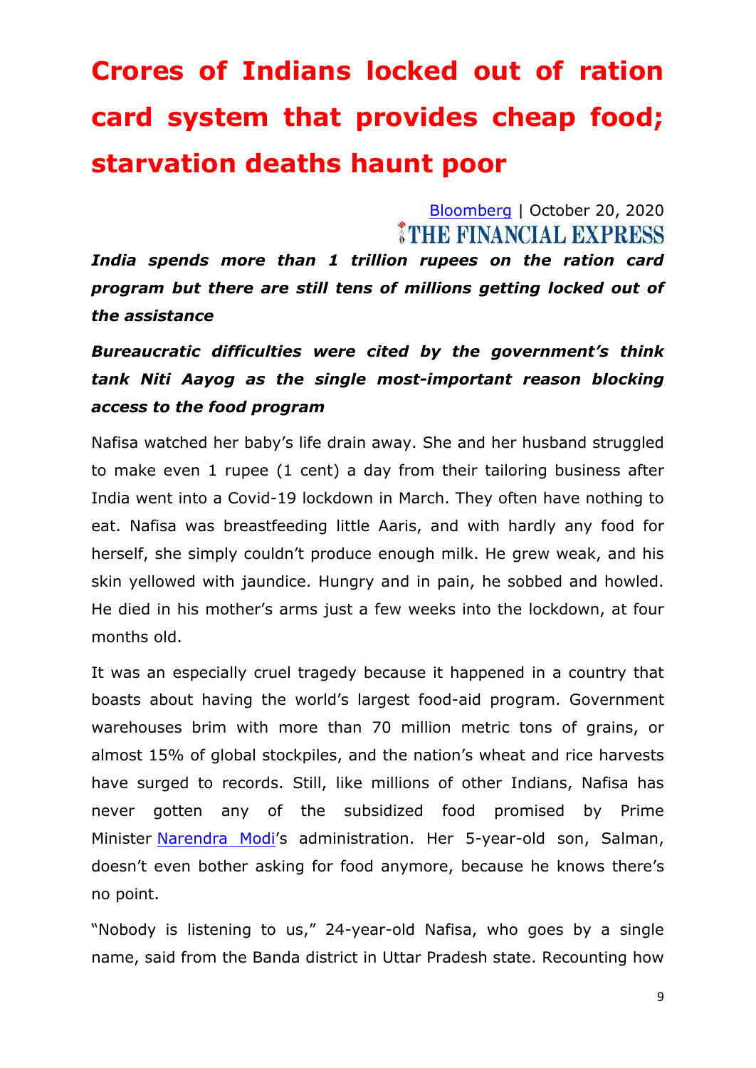# Crores of Indians locked out of ration card system that provides cheap food; starvation deaths haunt poor

Bloomberg | October 20, 2020

THE FINANCIAL EXPRESS

***India spends more than 1 trillion rupees on the ration card program but there are still tens of millions getting locked out of the assistance***

***Bureaucratic difficulties were cited by the government's think tank Niti Aayog as the single most-important reason blocking access to the food program***

Nafisa watched her baby's life drain away. She and her husband struggled to make even 1 rupee (1 cent) a day from their tailoring business after India went into a Covid-19 lockdown in March. They often have nothing to eat. Nafisa was breastfeeding little Aaris, and with hardly any food for herself, she simply couldn't produce enough milk. He grew weak, and his skin yellowed with jaundice. Hungry and in pain, he sobbed and howled. He died in his mother's arms just a few weeks into the lockdown, at four months old.

It was an especially cruel tragedy because it happened in a country that boasts about having the world's largest food-aid program. Government warehouses brim with more than 70 million metric tons of grains, or almost 15% of global stockpiles, and the nation's wheat and rice harvests have surged to records. Still, like millions of other Indians, Nafisa has never gotten any of the subsidized food promised by Prime Minister Narendra Modi's administration. Her 5-year-old son, Salman, doesn't even bother asking for food anymore, because he knows there's no point.

"Nobody is listening to us," 24-year-old Nafisa, who goes by a single name, said from the Banda district in Uttar Pradesh state. Recounting how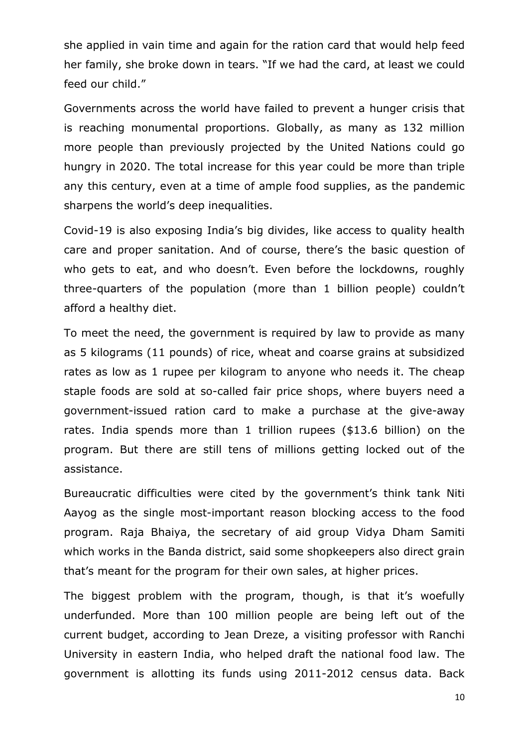she applied in vain time and again for the ration card that would help feed her family, she broke down in tears. "If we had the card, at least we could feed our child."

Governments across the world have failed to prevent a hunger crisis that is reaching monumental proportions. Globally, as many as 132 million more people than previously projected by the United Nations could go hungry in 2020. The total increase for this year could be more than triple any this century, even at a time of ample food supplies, as the pandemic sharpens the world's deep inequalities.

Covid-19 is also exposing India's big divides, like access to quality health care and proper sanitation. And of course, there's the basic question of who gets to eat, and who doesn't. Even before the lockdowns, roughly three-quarters of the population (more than 1 billion people) couldn't afford a healthy diet.

To meet the need, the government is required by law to provide as many as 5 kilograms (11 pounds) of rice, wheat and coarse grains at subsidized rates as low as 1 rupee per kilogram to anyone who needs it. The cheap staple foods are sold at so-called fair price shops, where buyers need a government-issued ration card to make a purchase at the give-away rates. India spends more than 1 trillion rupees ($13.6 billion) on the program. But there are still tens of millions getting locked out of the assistance.

Bureaucratic difficulties were cited by the government's think tank Niti Aayog as the single most-important reason blocking access to the food program. Raja Bhaiya, the secretary of aid group Vidya Dham Samiti which works in the Banda district, said some shopkeepers also direct grain that's meant for the program for their own sales, at higher prices.

The biggest problem with the program, though, is that it's woefully underfunded. More than 100 million people are being left out of the current budget, according to Jean Dreze, a visiting professor with Ranchi University in eastern India, who helped draft the national food law. The government is allotting its funds using 2011-2012 census data. Back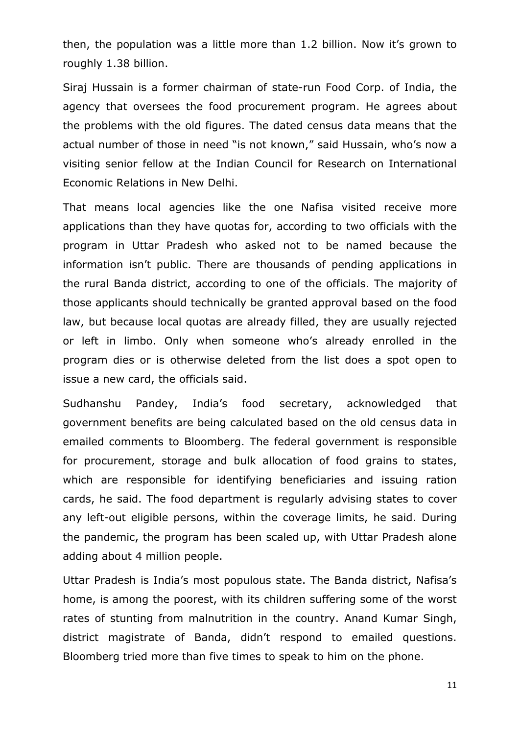then, the population was a little more than 1.2 billion. Now it's grown to roughly 1.38 billion.

Siraj Hussain is a former chairman of state-run Food Corp. of India, the agency that oversees the food procurement program. He agrees about the problems with the old figures. The dated census data means that the actual number of those in need "is not known," said Hussain, who's now a visiting senior fellow at the Indian Council for Research on International Economic Relations in New Delhi.

That means local agencies like the one Nafisa visited receive more applications than they have quotas for, according to two officials with the program in Uttar Pradesh who asked not to be named because the information isn't public. There are thousands of pending applications in the rural Banda district, according to one of the officials. The majority of those applicants should technically be granted approval based on the food law, but because local quotas are already filled, they are usually rejected or left in limbo. Only when someone who's already enrolled in the program dies or is otherwise deleted from the list does a spot open to issue a new card, the officials said.

Sudhanshu Pandey, India's food secretary, acknowledged that government benefits are being calculated based on the old census data in emailed comments to Bloomberg. The federal government is responsible for procurement, storage and bulk allocation of food grains to states, which are responsible for identifying beneficiaries and issuing ration cards, he said. The food department is regularly advising states to cover any left-out eligible persons, within the coverage limits, he said. During the pandemic, the program has been scaled up, with Uttar Pradesh alone adding about 4 million people.

Uttar Pradesh is India's most populous state. The Banda district, Nafisa's home, is among the poorest, with its children suffering some of the worst rates of stunting from malnutrition in the country. Anand Kumar Singh, district magistrate of Banda, didn't respond to emailed questions. Bloomberg tried more than five times to speak to him on the phone.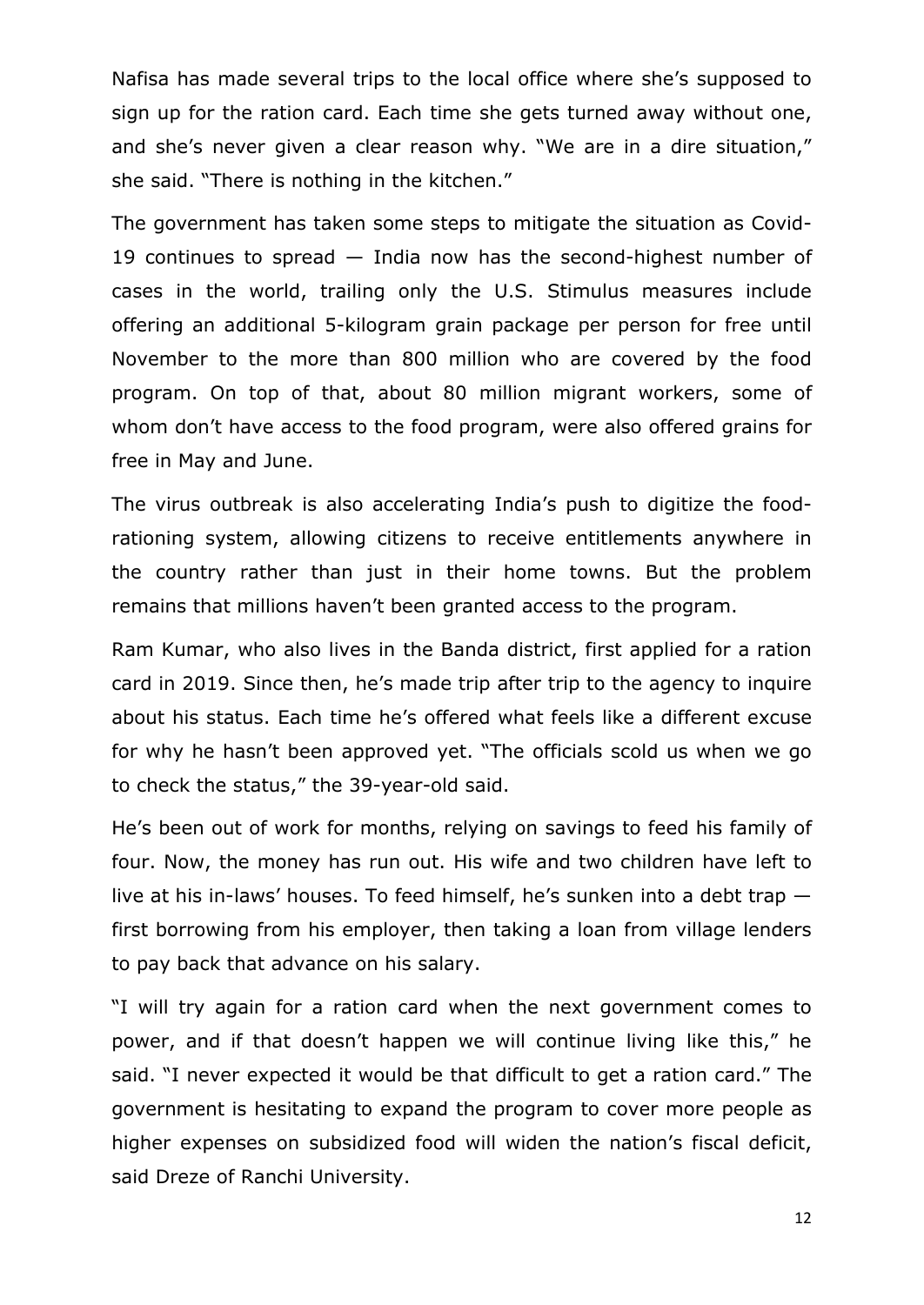Nafisa has made several trips to the local office where she's supposed to sign up for the ration card. Each time she gets turned away without one, and she's never given a clear reason why. "We are in a dire situation," she said. "There is nothing in the kitchen."

The government has taken some steps to mitigate the situation as Covid-19 continues to spread — India now has the second-highest number of cases in the world, trailing only the U.S. Stimulus measures include offering an additional 5-kilogram grain package per person for free until November to the more than 800 million who are covered by the food program. On top of that, about 80 million migrant workers, some of whom don't have access to the food program, were also offered grains for free in May and June.

The virus outbreak is also accelerating India's push to digitize the food-rationing system, allowing citizens to receive entitlements anywhere in the country rather than just in their home towns. But the problem remains that millions haven't been granted access to the program.

Ram Kumar, who also lives in the Banda district, first applied for a ration card in 2019. Since then, he's made trip after trip to the agency to inquire about his status. Each time he's offered what feels like a different excuse for why he hasn't been approved yet. "The officials scold us when we go to check the status," the 39-year-old said.

He's been out of work for months, relying on savings to feed his family of four. Now, the money has run out. His wife and two children have left to live at his in-laws' houses. To feed himself, he's sunken into a debt trap — first borrowing from his employer, then taking a loan from village lenders to pay back that advance on his salary.

"I will try again for a ration card when the next government comes to power, and if that doesn't happen we will continue living like this," he said. "I never expected it would be that difficult to get a ration card." The government is hesitating to expand the program to cover more people as higher expenses on subsidized food will widen the nation's fiscal deficit, said Dreze of Ranchi University.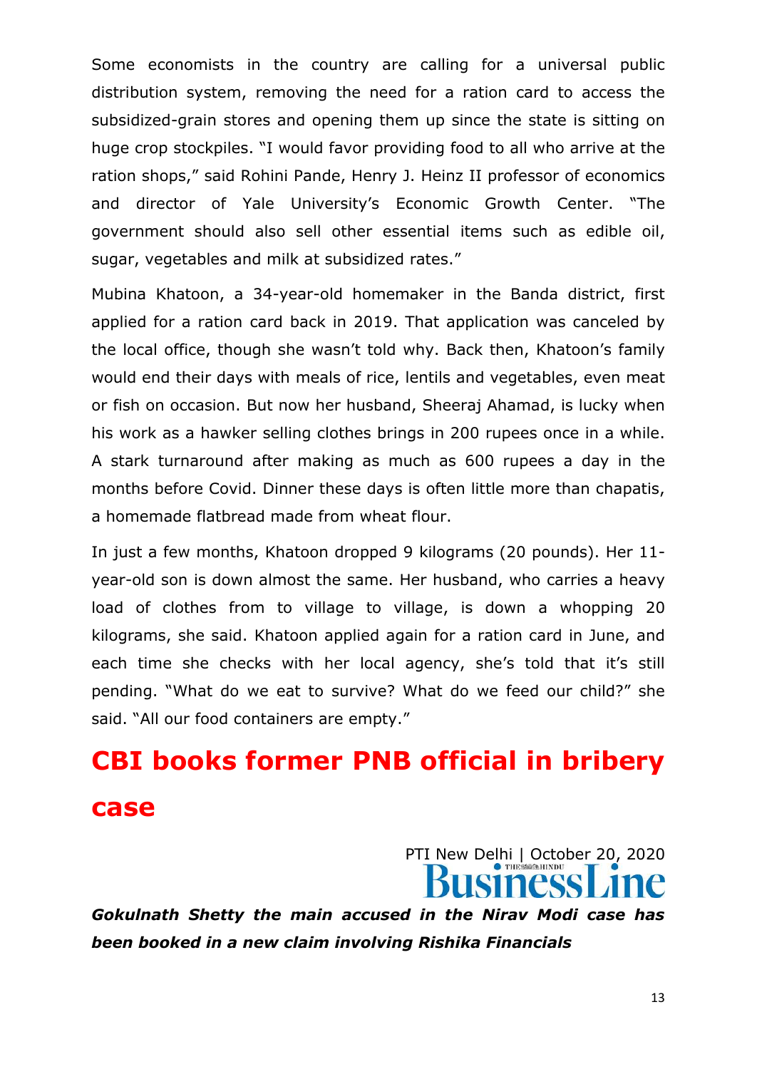Some economists in the country are calling for a universal public distribution system, removing the need for a ration card to access the subsidized-grain stores and opening them up since the state is sitting on huge crop stockpiles. "I would favor providing food to all who arrive at the ration shops," said Rohini Pande, Henry J. Heinz II professor of economics and director of Yale University's Economic Growth Center. "The government should also sell other essential items such as edible oil, sugar, vegetables and milk at subsidized rates."

Mubina Khatoon, a 34-year-old homemaker in the Banda district, first applied for a ration card back in 2019. That application was canceled by the local office, though she wasn't told why. Back then, Khatoon's family would end their days with meals of rice, lentils and vegetables, even meat or fish on occasion. But now her husband, Sheeraj Ahamad, is lucky when his work as a hawker selling clothes brings in 200 rupees once in a while. A stark turnaround after making as much as 600 rupees a day in the months before Covid. Dinner these days is often little more than chapatis, a homemade flatbread made from wheat flour.

In just a few months, Khatoon dropped 9 kilograms (20 pounds). Her 11-year-old son is down almost the same. Her husband, who carries a heavy load of clothes from to village to village, is down a whopping 20 kilograms, she said. Khatoon applied again for a ration card in June, and each time she checks with her local agency, she's told that it's still pending. "What do we eat to survive? What do we feed our child?" she said. "All our food containers are empty."

# CBI books former PNB official in bribery case

PTI New Delhi | October 20, 2020

BusinessLine

***Gokulnath Shetty the main accused in the Nirav Modi case has been booked in a new claim involving Rishika Financials***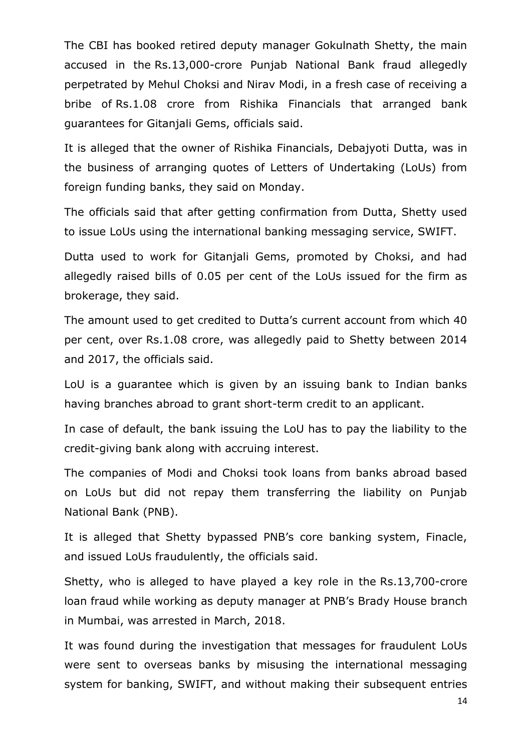The CBI has booked retired deputy manager Gokulnath Shetty, the main accused in the Rs.13,000-crore Punjab National Bank fraud allegedly perpetrated by Mehul Choksi and Nirav Modi, in a fresh case of receiving a bribe of Rs.1.08 crore from Rishika Financials that arranged bank guarantees for Gitanjali Gems, officials said.

It is alleged that the owner of Rishika Financials, Debajyoti Dutta, was in the business of arranging quotes of Letters of Undertaking (LoUs) from foreign funding banks, they said on Monday.

The officials said that after getting confirmation from Dutta, Shetty used to issue LoUs using the international banking messaging service, SWIFT.

Dutta used to work for Gitanjali Gems, promoted by Choksi, and had allegedly raised bills of 0.05 per cent of the LoUs issued for the firm as brokerage, they said.

The amount used to get credited to Dutta's current account from which 40 per cent, over Rs.1.08 crore, was allegedly paid to Shetty between 2014 and 2017, the officials said.

LoU is a guarantee which is given by an issuing bank to Indian banks having branches abroad to grant short-term credit to an applicant.

In case of default, the bank issuing the LoU has to pay the liability to the credit-giving bank along with accruing interest.

The companies of Modi and Choksi took loans from banks abroad based on LoUs but did not repay them transferring the liability on Punjab National Bank (PNB).

It is alleged that Shetty bypassed PNB's core banking system, Finacle, and issued LoUs fraudulently, the officials said.

Shetty, who is alleged to have played a key role in the Rs.13,700-crore loan fraud while working as deputy manager at PNB's Brady House branch in Mumbai, was arrested in March, 2018.

It was found during the investigation that messages for fraudulent LoUs were sent to overseas banks by misusing the international messaging system for banking, SWIFT, and without making their subsequent entries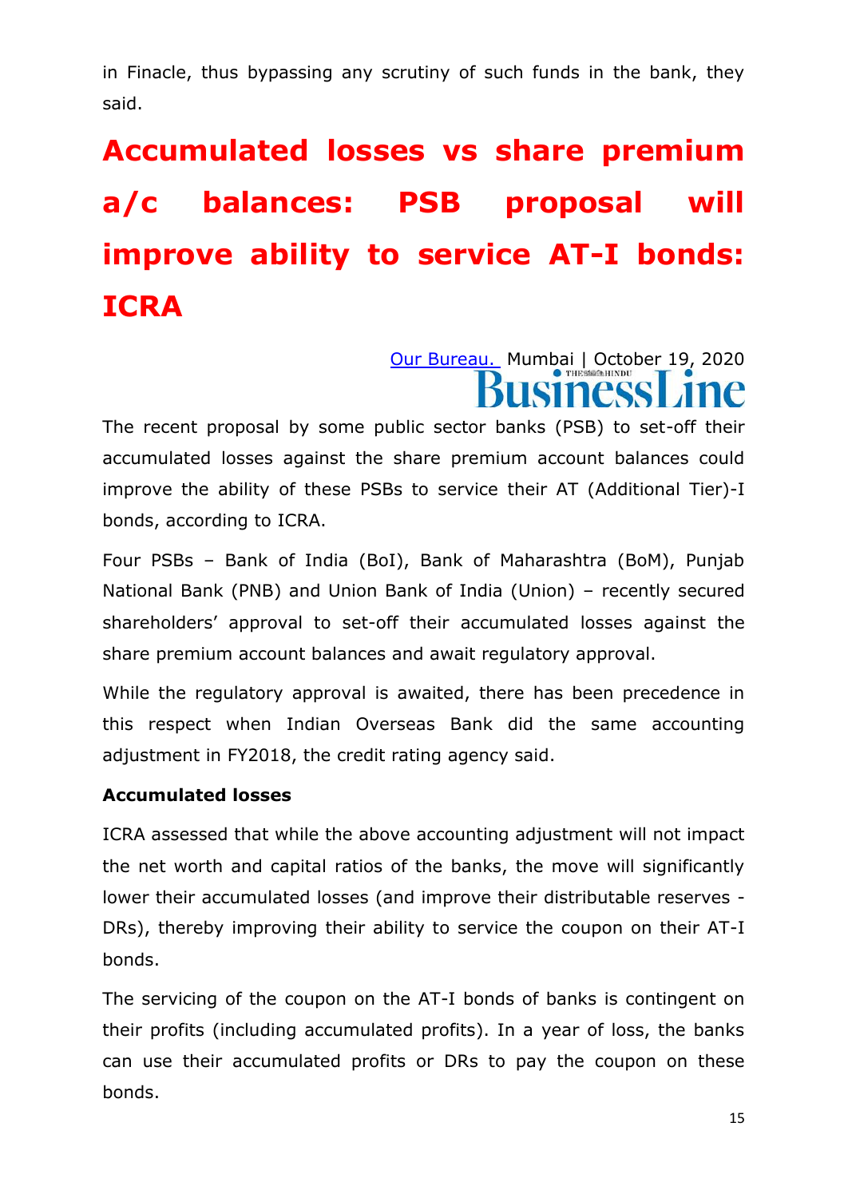in Finacle, thus bypassing any scrutiny of such funds in the bank, they said.

# Accumulated losses vs share premium a/c balances: PSB proposal will improve ability to service AT-I bonds: ICRA

Our Bureau. Mumbai | October 19, 2020

BusinessLine

The recent proposal by some public sector banks (PSB) to set-off their accumulated losses against the share premium account balances could improve the ability of these PSBs to service their AT (Additional Tier)-I bonds, according to ICRA.

Four PSBs – Bank of India (BoI), Bank of Maharashtra (BoM), Punjab National Bank (PNB) and Union Bank of India (Union) – recently secured shareholders' approval to set-off their accumulated losses against the share premium account balances and await regulatory approval.

While the regulatory approval is awaited, there has been precedence in this respect when Indian Overseas Bank did the same accounting adjustment in FY2018, the credit rating agency said.

**Accumulated losses**

ICRA assessed that while the above accounting adjustment will not impact the net worth and capital ratios of the banks, the move will significantly lower their accumulated losses (and improve their distributable reserves - DRs), thereby improving their ability to service the coupon on their AT-I bonds.

The servicing of the coupon on the AT-I bonds of banks is contingent on their profits (including accumulated profits). In a year of loss, the banks can use their accumulated profits or DRs to pay the coupon on these bonds.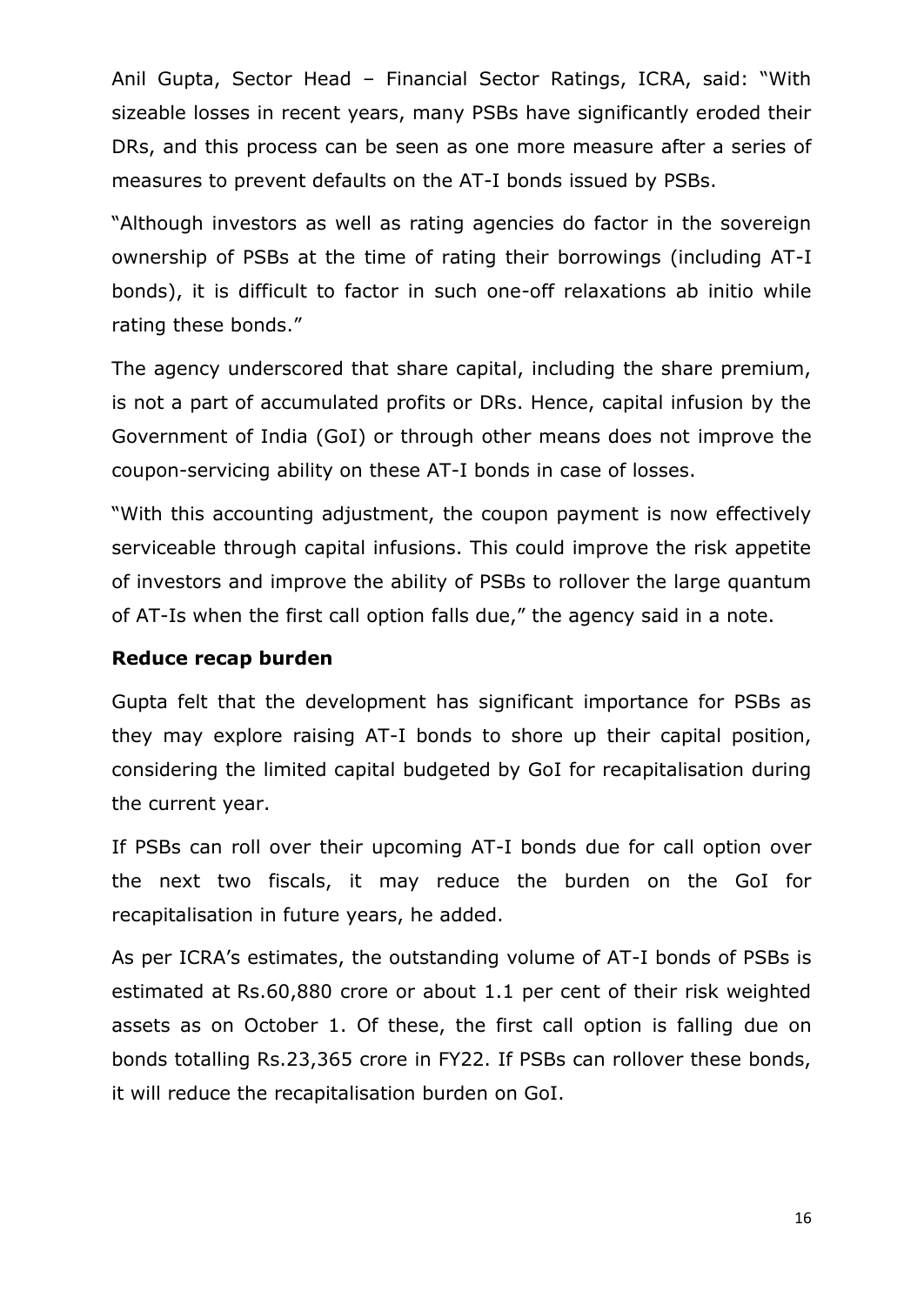Anil Gupta, Sector Head – Financial Sector Ratings, ICRA, said: "With sizeable losses in recent years, many PSBs have significantly eroded their DRs, and this process can be seen as one more measure after a series of measures to prevent defaults on the AT-I bonds issued by PSBs.

"Although investors as well as rating agencies do factor in the sovereign ownership of PSBs at the time of rating their borrowings (including AT-I bonds), it is difficult to factor in such one-off relaxations ab initio while rating these bonds."

The agency underscored that share capital, including the share premium, is not a part of accumulated profits or DRs. Hence, capital infusion by the Government of India (GoI) or through other means does not improve the coupon-servicing ability on these AT-I bonds in case of losses.

"With this accounting adjustment, the coupon payment is now effectively serviceable through capital infusions. This could improve the risk appetite of investors and improve the ability of PSBs to rollover the large quantum of AT-Is when the first call option falls due," the agency said in a note.

**Reduce recap burden**

Gupta felt that the development has significant importance for PSBs as they may explore raising AT-I bonds to shore up their capital position, considering the limited capital budgeted by GoI for recapitalisation during the current year.

If PSBs can roll over their upcoming AT-I bonds due for call option over the next two fiscals, it may reduce the burden on the GoI for recapitalisation in future years, he added.

As per ICRA's estimates, the outstanding volume of AT-I bonds of PSBs is estimated at Rs.60,880 crore or about 1.1 per cent of their risk weighted assets as on October 1. Of these, the first call option is falling due on bonds totalling Rs.23,365 crore in FY22. If PSBs can rollover these bonds, it will reduce the recapitalisation burden on GoI.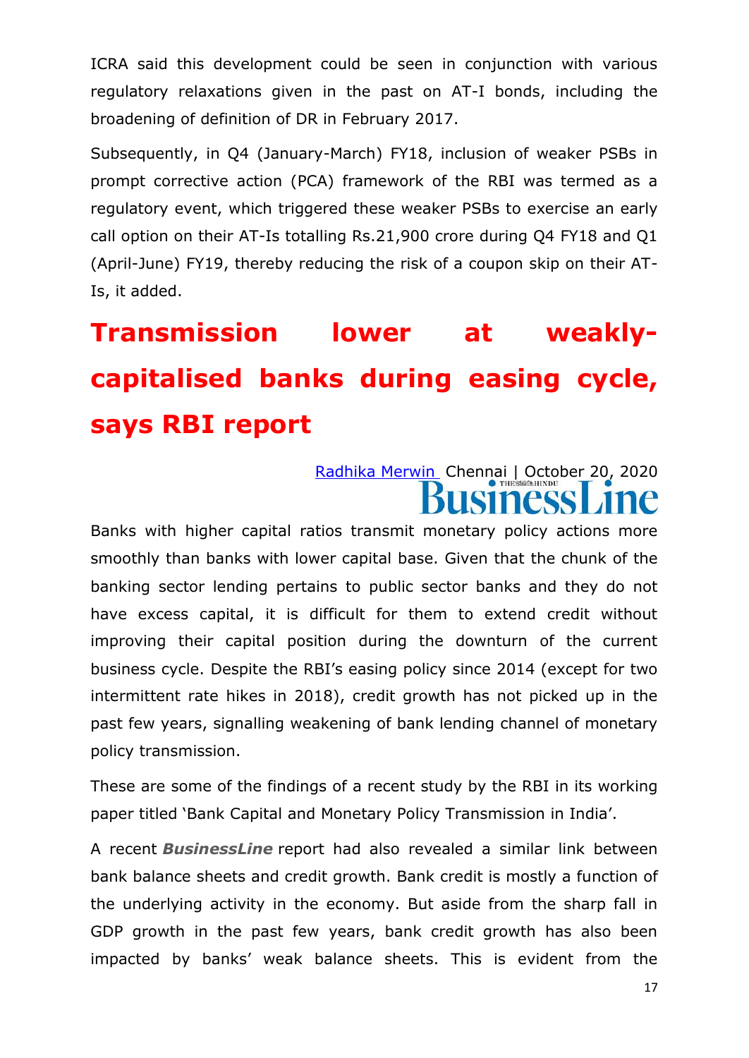ICRA said this development could be seen in conjunction with various regulatory relaxations given in the past on AT-I bonds, including the broadening of definition of DR in February 2017.

Subsequently, in Q4 (January-March) FY18, inclusion of weaker PSBs in prompt corrective action (PCA) framework of the RBI was termed as a regulatory event, which triggered these weaker PSBs to exercise an early call option on their AT-Is totalling Rs.21,900 crore during Q4 FY18 and Q1 (April-June) FY19, thereby reducing the risk of a coupon skip on their AT-Is, it added.

# Transmission lower at weakly-capitalised banks during easing cycle, says RBI report

Radhika Merwin Chennai | October 20, 2020

BusinessLine

Banks with higher capital ratios transmit monetary policy actions more smoothly than banks with lower capital base. Given that the chunk of the banking sector lending pertains to public sector banks and they do not have excess capital, it is difficult for them to extend credit without improving their capital position during the downturn of the current business cycle. Despite the RBI's easing policy since 2014 (except for two intermittent rate hikes in 2018), credit growth has not picked up in the past few years, signalling weakening of bank lending channel of monetary policy transmission.

These are some of the findings of a recent study by the RBI in its working paper titled 'Bank Capital and Monetary Policy Transmission in India'.

A recent ***BusinessLine*** report had also revealed a similar link between bank balance sheets and credit growth. Bank credit is mostly a function of the underlying activity in the economy. But aside from the sharp fall in GDP growth in the past few years, bank credit growth has also been impacted by banks' weak balance sheets. This is evident from the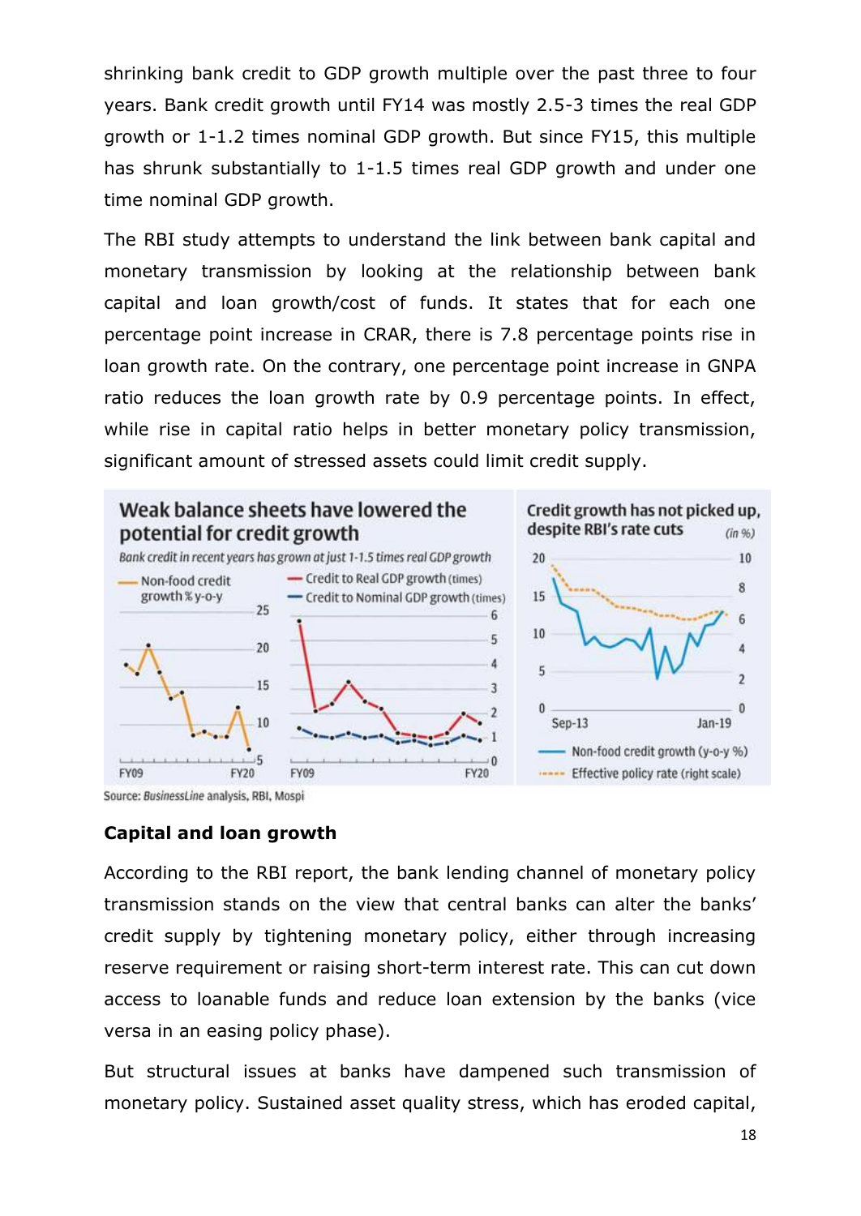shrinking bank credit to GDP growth multiple over the past three to four years. Bank credit growth until FY14 was mostly 2.5-3 times the real GDP growth or 1-1.2 times nominal GDP growth. But since FY15, this multiple has shrunk substantially to 1-1.5 times real GDP growth and under one time nominal GDP growth.

The RBI study attempts to understand the link between bank capital and monetary transmission by looking at the relationship between bank capital and loan growth/cost of funds. It states that for each one percentage point increase in CRAR, there is 7.8 percentage points rise in loan growth rate. On the contrary, one percentage point increase in GNPA ratio reduces the loan growth rate by 0.9 percentage points. In effect, while rise in capital ratio helps in better monetary policy transmission, significant amount of stressed assets could limit credit supply.

**Weak balance sheets have lowered the potential for credit growth**

*Bank credit in recent years has grown at just 1-1.5 times real GDP growth*

**Credit growth has not picked up, despite RBI's rate cuts** (in %)

Source: *BusinessLine* analysis, RBI, Mospi

## Capital and loan growth

According to the RBI report, the bank lending channel of monetary policy transmission stands on the view that central banks can alter the banks' credit supply by tightening monetary policy, either through increasing reserve requirement or raising short-term interest rate. This can cut down access to loanable funds and reduce loan extension by the banks (vice versa in an easing policy phase).

But structural issues at banks have dampened such transmission of monetary policy. Sustained asset quality stress, which has eroded capital,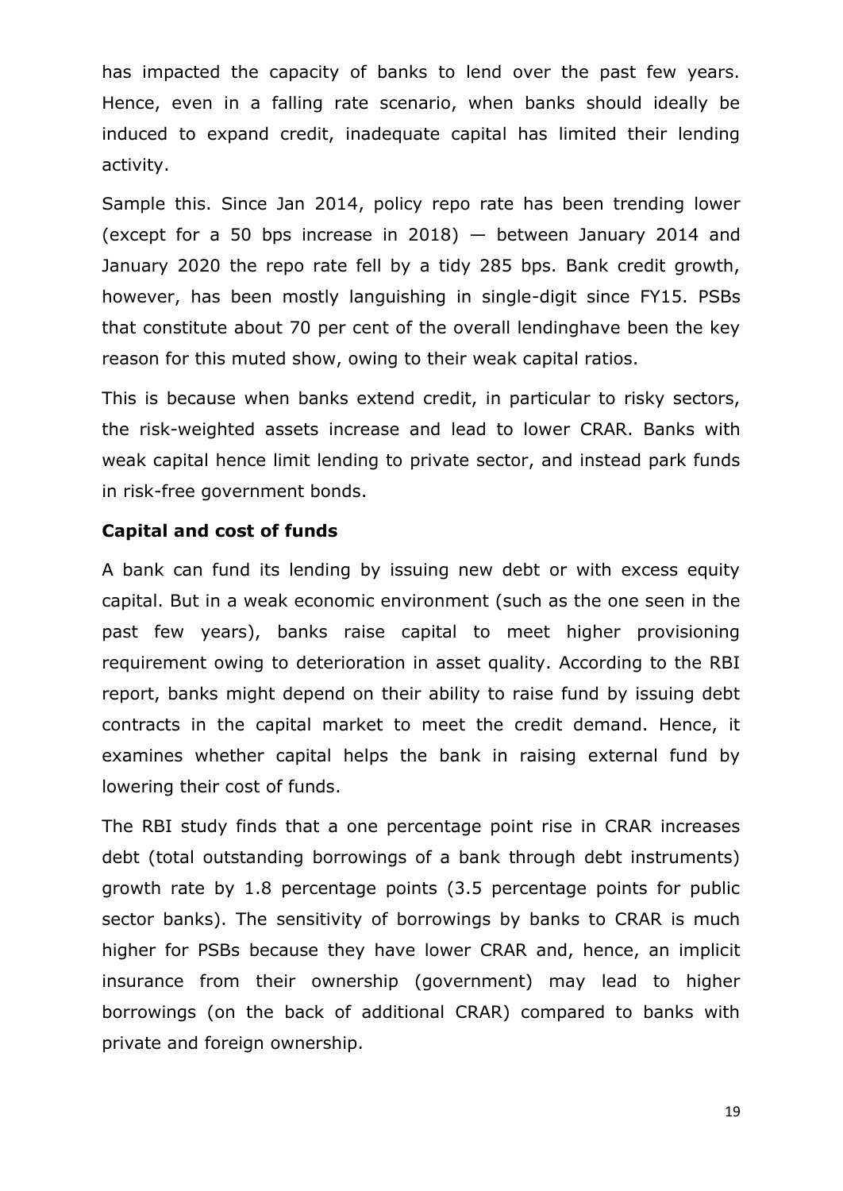has impacted the capacity of banks to lend over the past few years. Hence, even in a falling rate scenario, when banks should ideally be induced to expand credit, inadequate capital has limited their lending activity.

Sample this. Since Jan 2014, policy repo rate has been trending lower (except for a 50 bps increase in 2018) — between January 2014 and January 2020 the repo rate fell by a tidy 285 bps. Bank credit growth, however, has been mostly languishing in single-digit since FY15. PSBs that constitute about 70 per cent of the overall lendinghave been the key reason for this muted show, owing to their weak capital ratios.

This is because when banks extend credit, in particular to risky sectors, the risk-weighted assets increase and lead to lower CRAR. Banks with weak capital hence limit lending to private sector, and instead park funds in risk-free government bonds.

**Capital and cost of funds**

A bank can fund its lending by issuing new debt or with excess equity capital. But in a weak economic environment (such as the one seen in the past few years), banks raise capital to meet higher provisioning requirement owing to deterioration in asset quality. According to the RBI report, banks might depend on their ability to raise fund by issuing debt contracts in the capital market to meet the credit demand. Hence, it examines whether capital helps the bank in raising external fund by lowering their cost of funds.

The RBI study finds that a one percentage point rise in CRAR increases debt (total outstanding borrowings of a bank through debt instruments) growth rate by 1.8 percentage points (3.5 percentage points for public sector banks). The sensitivity of borrowings by banks to CRAR is much higher for PSBs because they have lower CRAR and, hence, an implicit insurance from their ownership (government) may lead to higher borrowings (on the back of additional CRAR) compared to banks with private and foreign ownership.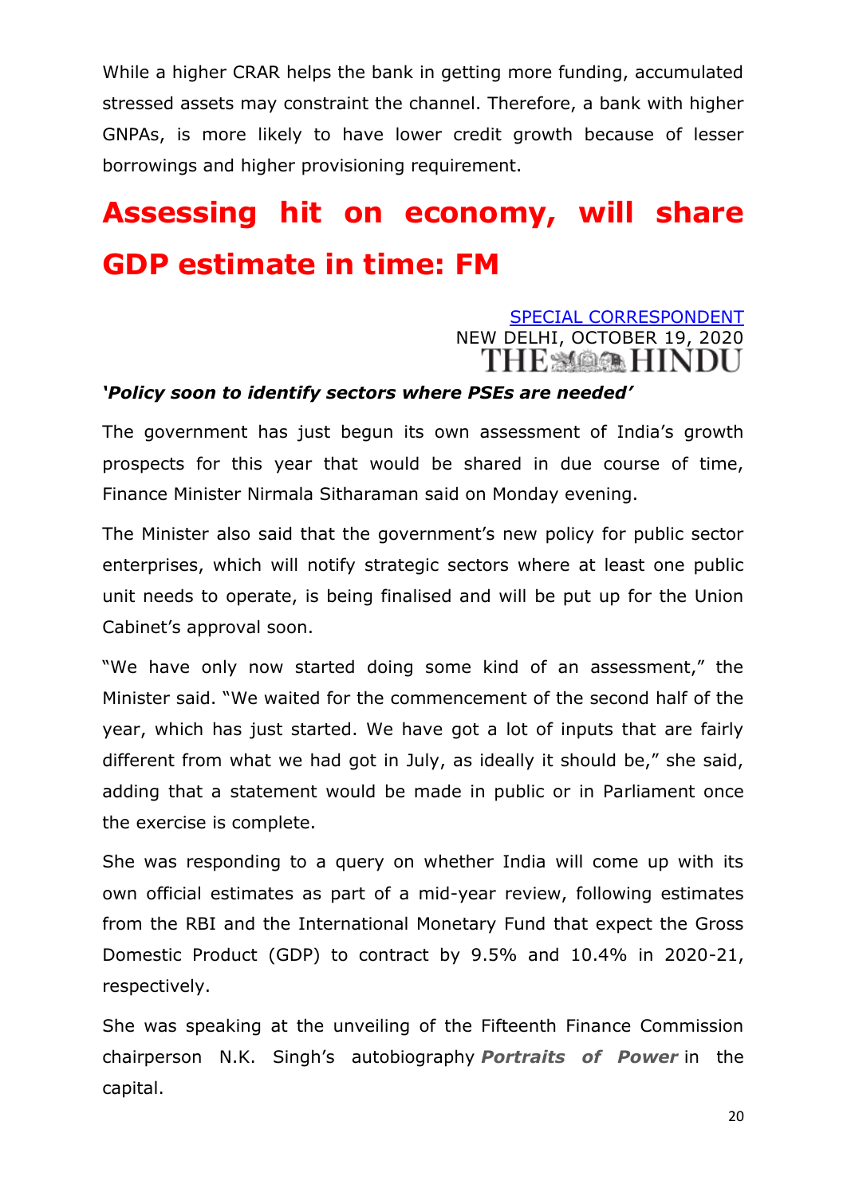While a higher CRAR helps the bank in getting more funding, accumulated stressed assets may constraint the channel. Therefore, a bank with higher GNPAs, is more likely to have lower credit growth because of lesser borrowings and higher provisioning requirement.

# Assessing hit on economy, will share GDP estimate in time: FM

SPECIAL CORRESPONDENT
NEW DELHI, OCTOBER 19, 2020
THE HINDU

***'Policy soon to identify sectors where PSEs are needed'***

The government has just begun its own assessment of India's growth prospects for this year that would be shared in due course of time, Finance Minister Nirmala Sitharaman said on Monday evening.

The Minister also said that the government's new policy for public sector enterprises, which will notify strategic sectors where at least one public unit needs to operate, is being finalised and will be put up for the Union Cabinet's approval soon.

"We have only now started doing some kind of an assessment," the Minister said. "We waited for the commencement of the second half of the year, which has just started. We have got a lot of inputs that are fairly different from what we had got in July, as ideally it should be," she said, adding that a statement would be made in public or in Parliament once the exercise is complete.

She was responding to a query on whether India will come up with its own official estimates as part of a mid-year review, following estimates from the RBI and the International Monetary Fund that expect the Gross Domestic Product (GDP) to contract by 9.5% and 10.4% in 2020-21, respectively.

She was speaking at the unveiling of the Fifteenth Finance Commission chairperson N.K. Singh's autobiography ***Portraits of Power*** in the capital.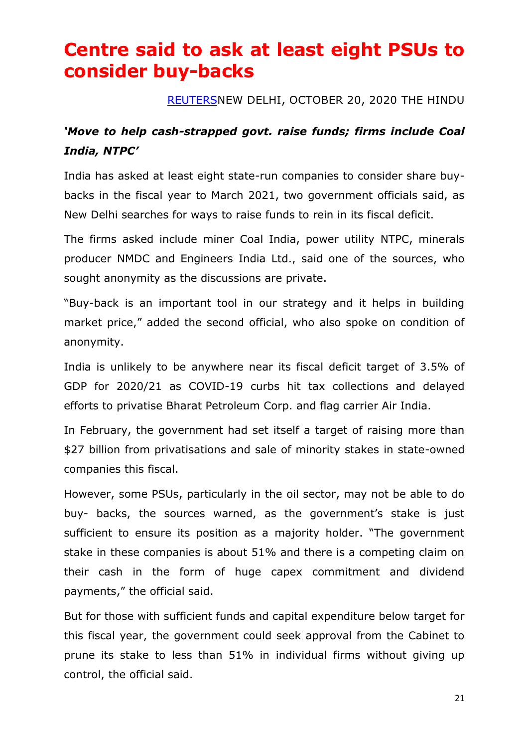# Centre said to ask at least eight PSUs to consider buy-backs

REUTERSNEW DELHI, OCTOBER 20, 2020 THE HINDU

***'Move to help cash-strapped govt. raise funds; firms include Coal India, NTPC'***

India has asked at least eight state-run companies to consider share buy-backs in the fiscal year to March 2021, two government officials said, as New Delhi searches for ways to raise funds to rein in its fiscal deficit.

The firms asked include miner Coal India, power utility NTPC, minerals producer NMDC and Engineers India Ltd., said one of the sources, who sought anonymity as the discussions are private.

"Buy-back is an important tool in our strategy and it helps in building market price," added the second official, who also spoke on condition of anonymity.

India is unlikely to be anywhere near its fiscal deficit target of 3.5% of GDP for 2020/21 as COVID-19 curbs hit tax collections and delayed efforts to privatise Bharat Petroleum Corp. and flag carrier Air India.

In February, the government had set itself a target of raising more than $27 billion from privatisations and sale of minority stakes in state-owned companies this fiscal.

However, some PSUs, particularly in the oil sector, may not be able to do buy- backs, the sources warned, as the government's stake is just sufficient to ensure its position as a majority holder. "The government stake in these companies is about 51% and there is a competing claim on their cash in the form of huge capex commitment and dividend payments," the official said.

But for those with sufficient funds and capital expenditure below target for this fiscal year, the government could seek approval from the Cabinet to prune its stake to less than 51% in individual firms without giving up control, the official said.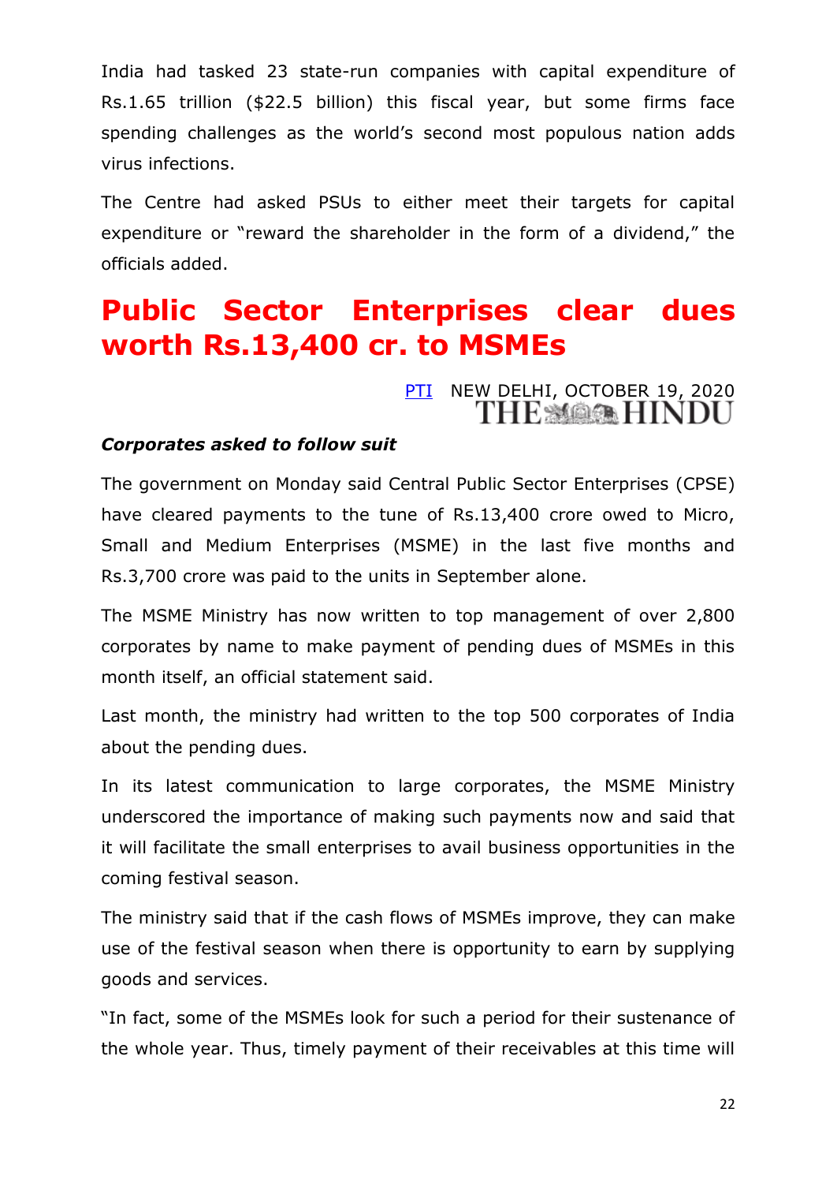India had tasked 23 state-run companies with capital expenditure of Rs.1.65 trillion ($22.5 billion) this fiscal year, but some firms face spending challenges as the world's second most populous nation adds virus infections.

The Centre had asked PSUs to either meet their targets for capital expenditure or "reward the shareholder in the form of a dividend," the officials added.

# Public Sector Enterprises clear dues worth Rs.13,400 cr. to MSMEs

PTI NEW DELHI, OCTOBER 19, 2020
THE HINDU

***Corporates asked to follow suit***

The government on Monday said Central Public Sector Enterprises (CPSE) have cleared payments to the tune of Rs.13,400 crore owed to Micro, Small and Medium Enterprises (MSME) in the last five months and Rs.3,700 crore was paid to the units in September alone.

The MSME Ministry has now written to top management of over 2,800 corporates by name to make payment of pending dues of MSMEs in this month itself, an official statement said.

Last month, the ministry had written to the top 500 corporates of India about the pending dues.

In its latest communication to large corporates, the MSME Ministry underscored the importance of making such payments now and said that it will facilitate the small enterprises to avail business opportunities in the coming festival season.

The ministry said that if the cash flows of MSMEs improve, they can make use of the festival season when there is opportunity to earn by supplying goods and services.

"In fact, some of the MSMEs look for such a period for their sustenance of the whole year. Thus, timely payment of their receivables at this time will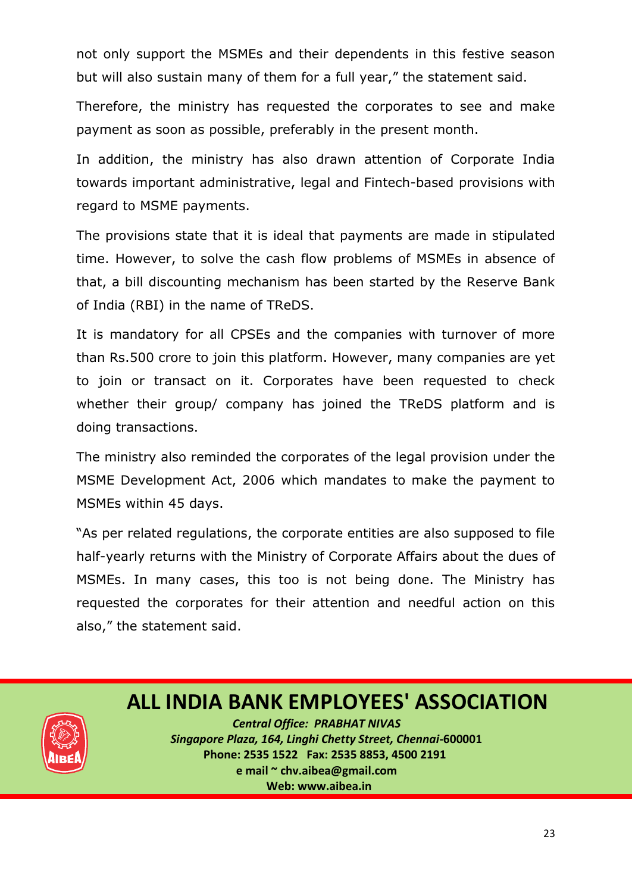not only support the MSMEs and their dependents in this festive season but will also sustain many of them for a full year," the statement said.

Therefore, the ministry has requested the corporates to see and make payment as soon as possible, preferably in the present month.

In addition, the ministry has also drawn attention of Corporate India towards important administrative, legal and Fintech-based provisions with regard to MSME payments.

The provisions state that it is ideal that payments are made in stipulated time. However, to solve the cash flow problems of MSMEs in absence of that, a bill discounting mechanism has been started by the Reserve Bank of India (RBI) in the name of TReDS.

It is mandatory for all CPSEs and the companies with turnover of more than Rs.500 crore to join this platform. However, many companies are yet to join or transact on it. Corporates have been requested to check whether their group/ company has joined the TReDS platform and is doing transactions.

The ministry also reminded the corporates of the legal provision under the MSME Development Act, 2006 which mandates to make the payment to MSMEs within 45 days.

"As per related regulations, the corporate entities are also supposed to file half-yearly returns with the Ministry of Corporate Affairs about the dues of MSMEs. In many cases, this too is not being done. The Ministry has requested the corporates for their attention and needful action on this also," the statement said.

# ALL INDIA BANK EMPLOYEES' ASSOCIATION

***Central Office: PRABHAT NIVAS***
***Singapore Plaza, 164, Linghi Chetty Street, Chennai*-600001**
**Phone: 2535 1522 Fax: 2535 8853, 4500 2191**
**e mail ~ chv.aibea@gmail.com**
**Web: www.aibea.in**